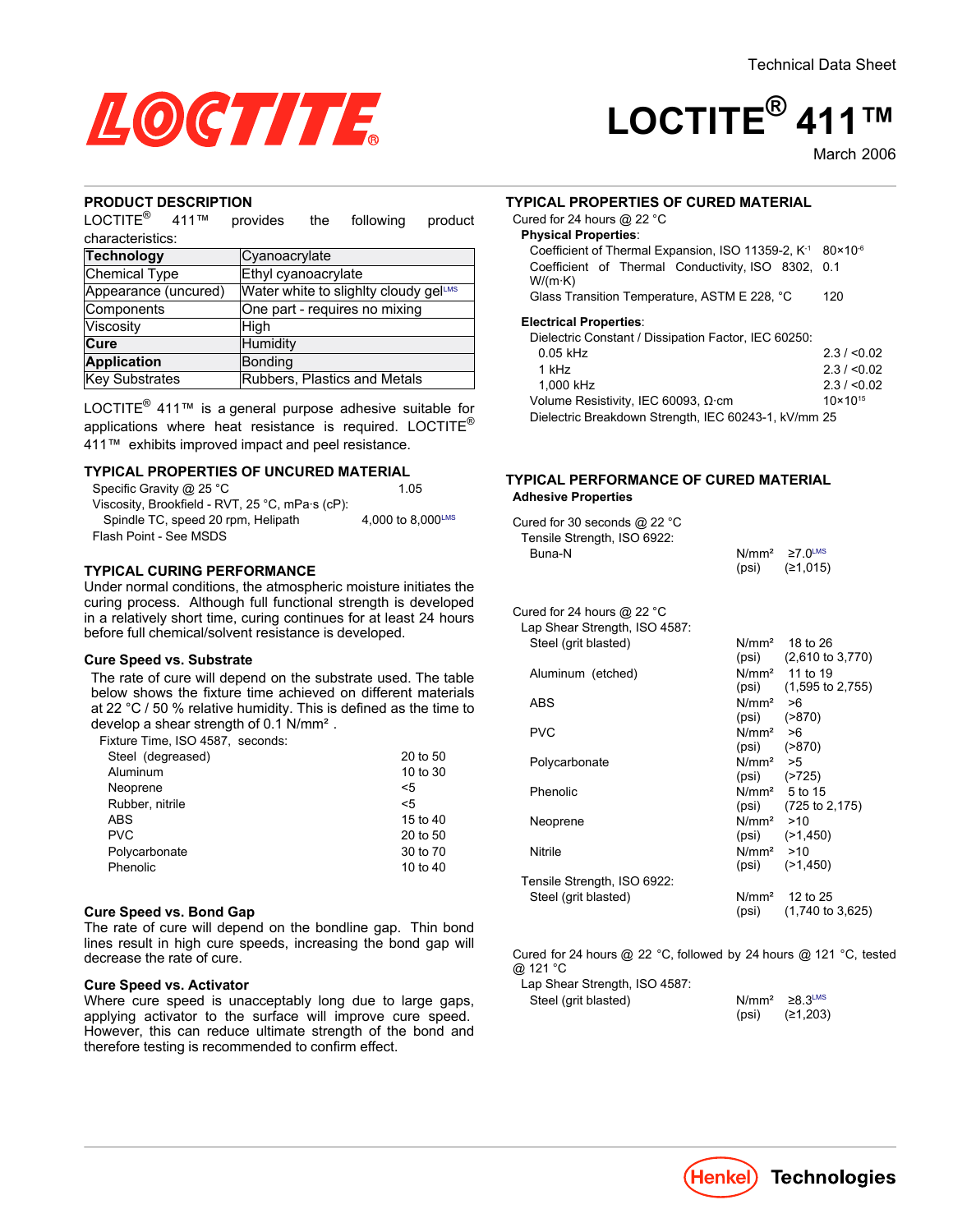Technical Data Sheet

# LOCTITE® 411™

March 2006

## PRODUCT DESCRIPTION

LOCTITE® 411™ provides the following product characteristics:

| **Technology** | Cyanoacrylate |
|---|---|
| Chemical Type | Ethyl cyanoacrylate |
| Appearance (uncured) | Water white to slighlty cloudy gel[LMS] |
| Components | One part - requires no mixing |
| Viscosity | High |
| **Cure** | Humidity |
| **Application** | Bonding |
| Key Substrates | Rubbers, Plastics and Metals |

LOCTITE® 411™ is a general purpose adhesive suitable for applications where heat resistance is required. LOCTITE® 411™ exhibits improved impact and peel resistance.

## TYPICAL PROPERTIES OF UNCURED MATERIAL

| | |
|---|---|
| Specific Gravity @ 25 °C | 1.05 |
| Viscosity, Brookfield - RVT, 25 °C, mPa·s (cP): | |
| Spindle TC, speed 20 rpm, Helipath | 4,000 to 8,000[LMS] |
| Flash Point - See MSDS | |

## TYPICAL CURING PERFORMANCE

Under normal conditions, the atmospheric moisture initiates the curing process. Although full functional strength is developed in a relatively short time, curing continues for at least 24 hours before full chemical/solvent resistance is developed.

### Cure Speed vs. Substrate

The rate of cure will depend on the substrate used. The table below shows the fixture time achieved on different materials at 22 °C / 50 % relative humidity. This is defined as the time to develop a shear strength of 0.1 N/mm².

Fixture Time, ISO 4587, seconds:

| | |
|---|---|
| Steel (degreased) | 20 to 50 |
| Aluminum | 10 to 30 |
| Neoprene | <5 |
| Rubber, nitrile | <5 |
| ABS | 15 to 40 |
| PVC | 20 to 50 |
| Polycarbonate | 30 to 70 |
| Phenolic | 10 to 40 |

### Cure Speed vs. Bond Gap

The rate of cure will depend on the bondline gap. Thin bond lines result in high cure speeds, increasing the bond gap will decrease the rate of cure.

### Cure Speed vs. Activator

Where cure speed is unacceptably long due to large gaps, applying activator to the surface will improve cure speed. However, this can reduce ultimate strength of the bond and therefore testing is recommended to confirm effect.

## TYPICAL PROPERTIES OF CURED MATERIAL

Cured for 24 hours @ 22 °C

**Physical Properties**:

| | |
|---|---|
| Coefficient of Thermal Expansion, ISO 11359-2, $K^{-1}$ | $80 \times 10^{-6}$ |
| Coefficient of Thermal Conductivity, ISO 8302, W/(m·K) | 0.1 |
| Glass Transition Temperature, ASTM E 228, °C | 120 |

**Electrical Properties**:

| | |
|---|---|
| Dielectric Constant / Dissipation Factor, IEC 60250: | |
| 0.05 kHz | 2.3 / <0.02 |
| 1 kHz | 2.3 / <0.02 |
| 1,000 kHz | 2.3 / <0.02 |
| Volume Resistivity, IEC 60093, Ω·cm | $10 \times 10^{15}$ |
| Dielectric Breakdown Strength, IEC 60243-1, kV/mm | 25 |

## TYPICAL PERFORMANCE OF CURED MATERIAL

**Adhesive Properties**

Cured for 30 seconds @ 22 °C

Tensile Strength, ISO 6922:

| | | |
|---|---|---|
| Buna-N | N/mm² | ≥7.0[LMS] |
| | (psi) | (≥1,015) |

Cured for 24 hours @ 22 °C

Lap Shear Strength, ISO 4587:

| | | |
|---|---|---|
| Steel (grit blasted) | N/mm² | 18 to 26 |
| | (psi) | (2,610 to 3,770) |
| Aluminum (etched) | N/mm² | 11 to 19 |
| | (psi) | (1,595 to 2,755) |
| ABS | N/mm² | >6 |
| | (psi) | (>870) |
| PVC | N/mm² | >6 |
| | (psi) | (>870) |
| Polycarbonate | N/mm² | >5 |
| | (psi) | (>725) |
| Phenolic | N/mm² | 5 to 15 |
| | (psi) | (725 to 2,175) |
| Neoprene | N/mm² | >10 |
| | (psi) | (>1,450) |
| Nitrile | N/mm² | >10 |
| | (psi) | (>1,450) |

Tensile Strength, ISO 6922:

| | | |
|---|---|---|
| Steel (grit blasted) | N/mm² | 12 to 25 |
| | (psi) | (1,740 to 3,625) |

Cured for 24 hours @ 22 °C, followed by 24 hours @ 121 °C, tested @ 121 °C

Lap Shear Strength, ISO 4587:

| | | |
|---|---|---|
| Steel (grit blasted) | N/mm² | ≥8.3[LMS] |
| | (psi) | (≥1,203) |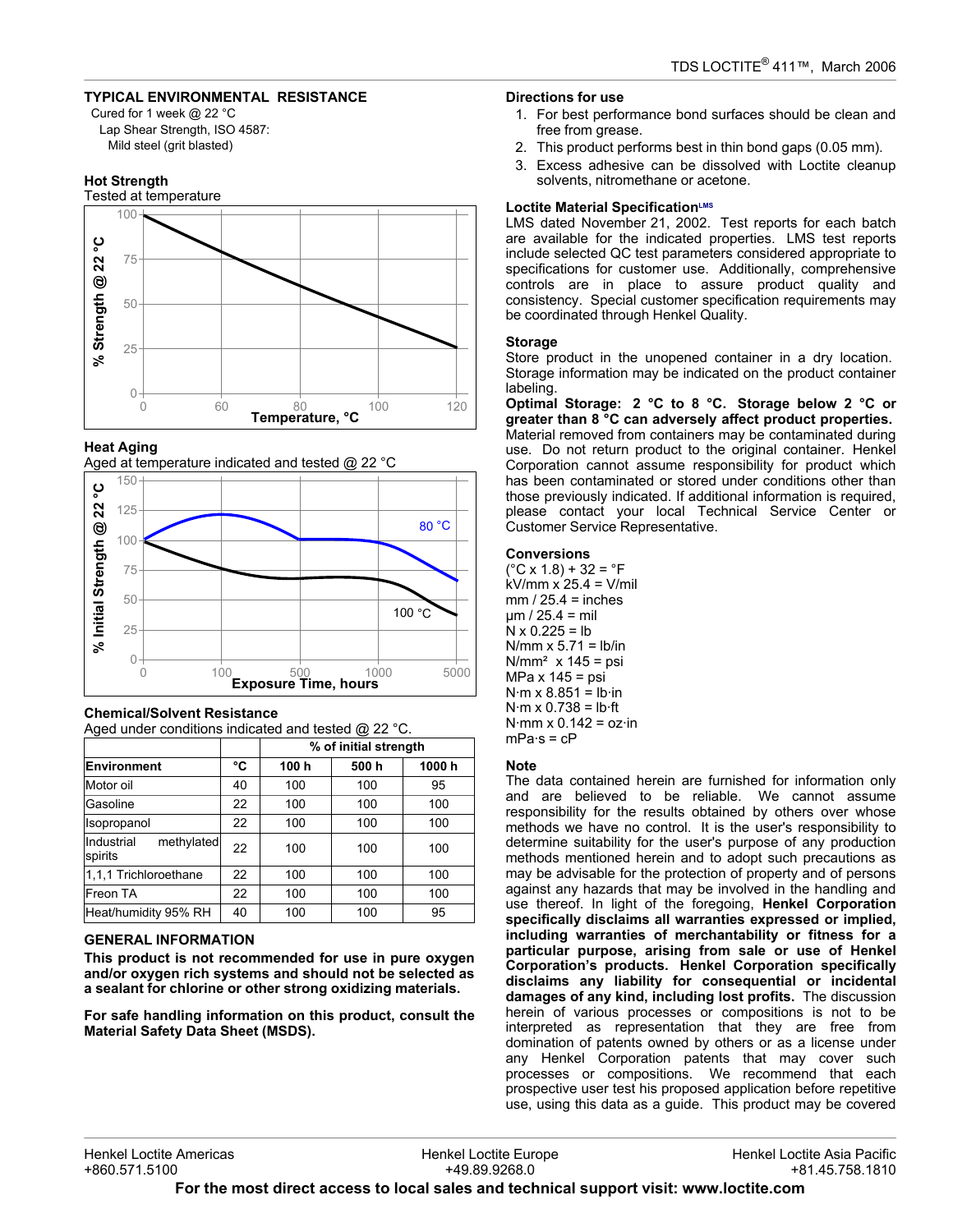## TYPICAL ENVIRONMENTAL RESISTANCE

Cured for 1 week @ 22 °C

Lap Shear Strength, ISO 4587:

Mild steel (grit blasted)

### Hot Strength

Tested at temperature

### Heat Aging

Aged at temperature indicated and tested @ 22 °C

### Chemical/Solvent Resistance

Aged under conditions indicated and tested @ 22 °C.

| Environment | °C | % of initial strength | | |
|---|---|---|---|---|
| | | 100 h | 500 h | 1000 h |
| Motor oil | 40 | 100 | 100 | 95 |
| Gasoline | 22 | 100 | 100 | 100 |
| Isopropanol | 22 | 100 | 100 | 100 |
| Industrial methylated spirits | 22 | 100 | 100 | 100 |
| 1,1,1 Trichloroethane | 22 | 100 | 100 | 100 |
| Freon TA | 22 | 100 | 100 | 100 |
| Heat/humidity 95% RH | 40 | 100 | 100 | 95 |

## GENERAL INFORMATION

**This product is not recommended for use in pure oxygen and/or oxygen rich systems and should not be selected as a sealant for chlorine or other strong oxidizing materials.**

**For safe handling information on this product, consult the Material Safety Data Sheet (MSDS).**

### Directions for use

1. For best performance bond surfaces should be clean and free from grease.
2. This product performs best in thin bond gaps (0.05 mm).
3. Excess adhesive can be dissolved with Loctite cleanup solvents, nitromethane or acetone.

### Loctite Material Specification[LMS]

LMS dated November 21, 2002. Test reports for each batch are available for the indicated properties. LMS test reports include selected QC test parameters considered appropriate to specifications for customer use. Additionally, comprehensive controls are in place to assure product quality and consistency. Special customer specification requirements may be coordinated through Henkel Quality.

### Storage

Store product in the unopened container in a dry location. Storage information may be indicated on the product container labeling.

**Optimal Storage: 2 °C to 8 °C. Storage below 2 °C or greater than 8 °C can adversely affect product properties.** Material removed from containers may be contaminated during use. Do not return product to the original container. Henkel Corporation cannot assume responsibility for product which has been contaminated or stored under conditions other than those previously indicated. If additional information is required, please contact your local Technical Service Center or Customer Service Representative.

### Conversions

(°C x 1.8) + 32 = °F

kV/mm x 25.4 = V/mil

mm / 25.4 = inches

µm / 25.4 = mil

N x 0.225 = lb

N/mm x 5.71 = lb/in

N/mm² x 145 = psi

MPa x 145 = psi

N·m x 8.851 = lb·in

N·m x 0.738 = lb·ft

N·mm x 0.142 = oz·in

mPa·s = cP

### Note

The data contained herein are furnished for information only and are believed to be reliable. We cannot assume responsibility for the results obtained by others over whose methods we have no control. It is the user's responsibility to determine suitability for the user's purpose of any production methods mentioned herein and to adopt such precautions as may be advisable for the protection of property and of persons against any hazards that may be involved in the handling and use thereof. In light of the foregoing, **Henkel Corporation specifically disclaims all warranties expressed or implied, including warranties of merchantability or fitness for a particular purpose, arising from sale or use of Henkel Corporation's products. Henkel Corporation specifically disclaims any liability for consequential or incidental damages of any kind, including lost profits.** The discussion herein of various processes or compositions is not to be interpreted as representation that they are free from domination of patents owned by others or as a license under any Henkel Corporation patents that may cover such processes or compositions. We recommend that each prospective user test his proposed application before repetitive use, using this data as a guide. This product may be covered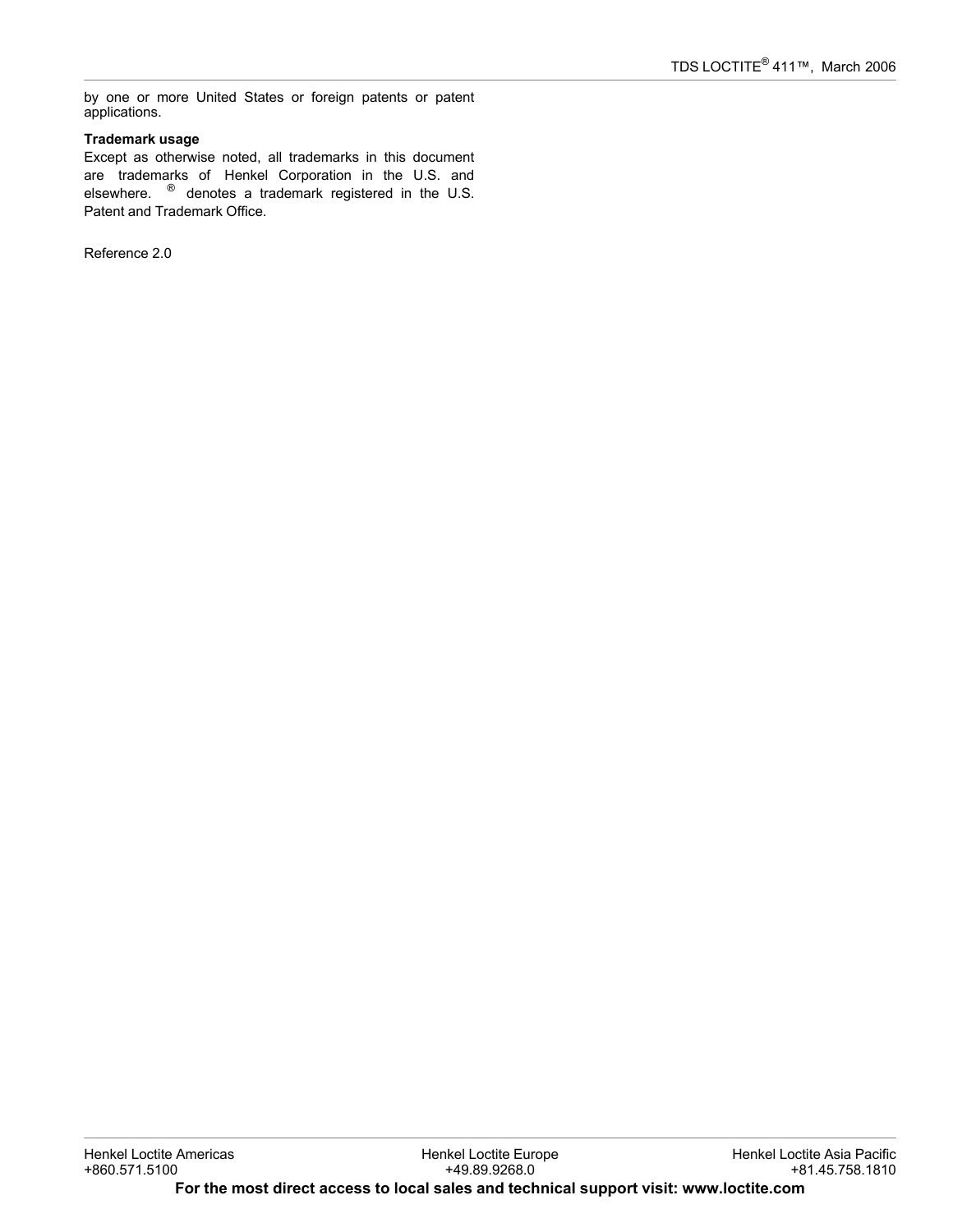by one or more United States or foreign patents or patent applications.

**Trademark usage**

Except as otherwise noted, all trademarks in this document are trademarks of Henkel Corporation in the U.S. and elsewhere. ® denotes a trademark registered in the U.S. Patent and Trademark Office.

Reference 2.0